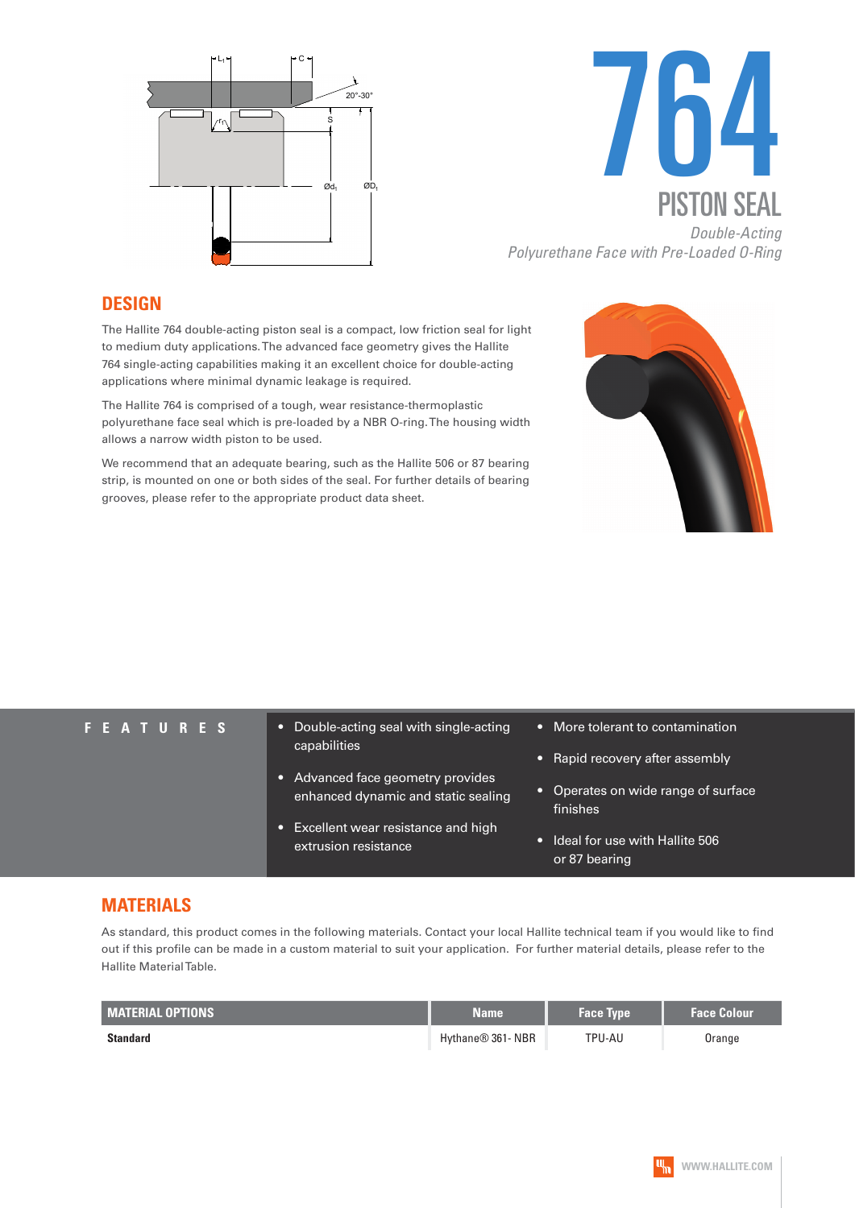# 764

## PISTON SEAL

*Double-Acting*
*Polyurethane Face with Pre-Loaded O-Ring*

## DESIGN

The Hallite 764 double-acting piston seal is a compact, low friction seal for light to medium duty applications. The advanced face geometry gives the Hallite 764 single-acting capabilities making it an excellent choice for double-acting applications where minimal dynamic leakage is required.

The Hallite 764 is comprised of a tough, wear resistance-thermoplastic polyurethane face seal which is pre-loaded by a NBR O-ring. The housing width allows a narrow width piston to be used.

We recommend that an adequate bearing, such as the Hallite 506 or 87 bearing strip, is mounted on one or both sides of the seal. For further details of bearing grooves, please refer to the appropriate product data sheet.

## FEATURES

- Double-acting seal with single-acting capabilities
- Advanced face geometry provides enhanced dynamic and static sealing
- Excellent wear resistance and high extrusion resistance
- More tolerant to contamination
- Rapid recovery after assembly
- Operates on wide range of surface finishes
- Ideal for use with Hallite 506 or 87 bearing

## MATERIALS

As standard, this product comes in the following materials. Contact your local Hallite technical team if you would like to find out if this profile can be made in a custom material to suit your application. For further material details, please refer to the Hallite Material Table.

| MATERIAL OPTIONS | Name | Face Type | Face Colour |
|---|---|---|---|
| **Standard** | Hythane® 361- NBR | TPU-AU | Orange |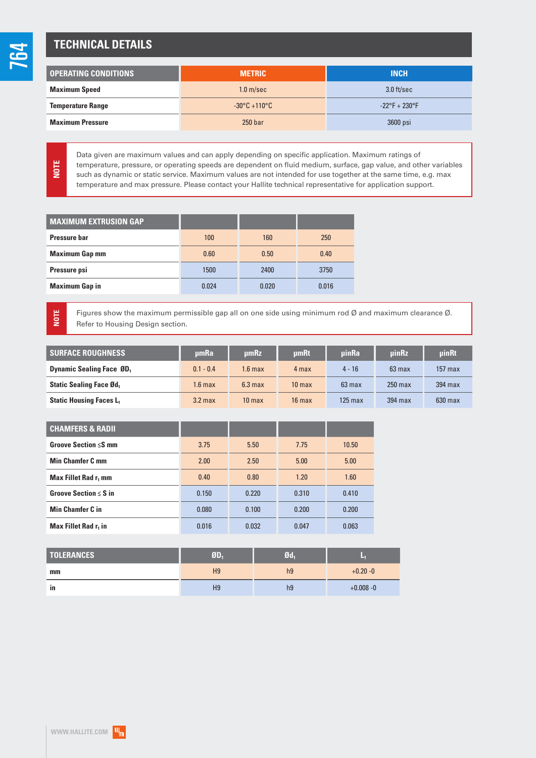# TECHNICAL DETAILS

| OPERATING CONDITIONS | METRIC | INCH |
|---|---|---|
| Maximum Speed | 1.0 m/sec | 3.0 ft/sec |
| Temperature Range | -30°C +110°C | -22°F + 230°F |
| Maximum Pressure | 250 bar | 3600 psi |

**NOTE** Data given are maximum values and can apply depending on specific application. Maximum ratings of temperature, pressure, or operating speeds are dependent on fluid medium, surface, gap value, and other variables such as dynamic or static service. Maximum values are not intended for use together at the same time, e.g. max temperature and max pressure. Please contact your Hallite technical representative for application support.

| MAXIMUM EXTRUSION GAP | | | |
|---|---|---|---|
| Pressure bar | 100 | 160 | 250 |
| Maximum Gap mm | 0.60 | 0.50 | 0.40 |
| Pressure psi | 1500 | 2400 | 3750 |
| Maximum Gap in | 0.024 | 0.020 | 0.016 |

**NOTE** Figures show the maximum permissible gap all on one side using minimum rod Ø and maximum clearance Ø. Refer to Housing Design section.

| SURFACE ROUGHNESS | μmRa | μmRz | μmRt | μinRa | μinRz | μinRt |
|---|---|---|---|---|---|---|
| Dynamic Sealing Face $ØD_1$ | 0.1 - 0.4 | 1.6 max | 4 max | 4 - 16 | 63 max | 157 max |
| Static Sealing Face $Ød_1$ | 1.6 max | 6.3 max | 10 max | 63 max | 250 max | 394 max |
| Static Housing Faces $L_1$ | 3.2 max | 10 max | 16 max | 125 max | 394 max | 630 max |

| CHAMFERS & RADII | | | | |
|---|---|---|---|---|
| Groove Section ≤S mm | 3.75 | 5.50 | 7.75 | 10.50 |
| Min Chamfer C mm | 2.00 | 2.50 | 5.00 | 5.00 |
| Max Fillet Rad $r_1$ mm | 0.40 | 0.80 | 1.20 | 1.60 |
| Groove Section ≤ S in | 0.150 | 0.220 | 0.310 | 0.410 |
| Min Chamfer C in | 0.080 | 0.100 | 0.200 | 0.200 |
| Max Fillet Rad $r_1$ in | 0.016 | 0.032 | 0.047 | 0.063 |

| TOLERANCES | $ØD_1$ | $Ød_1$ | $L_1$ |
|---|---|---|---|
| mm | H9 | h9 | +0.20 -0 |
| in | H9 | h9 | +0.008 -0 |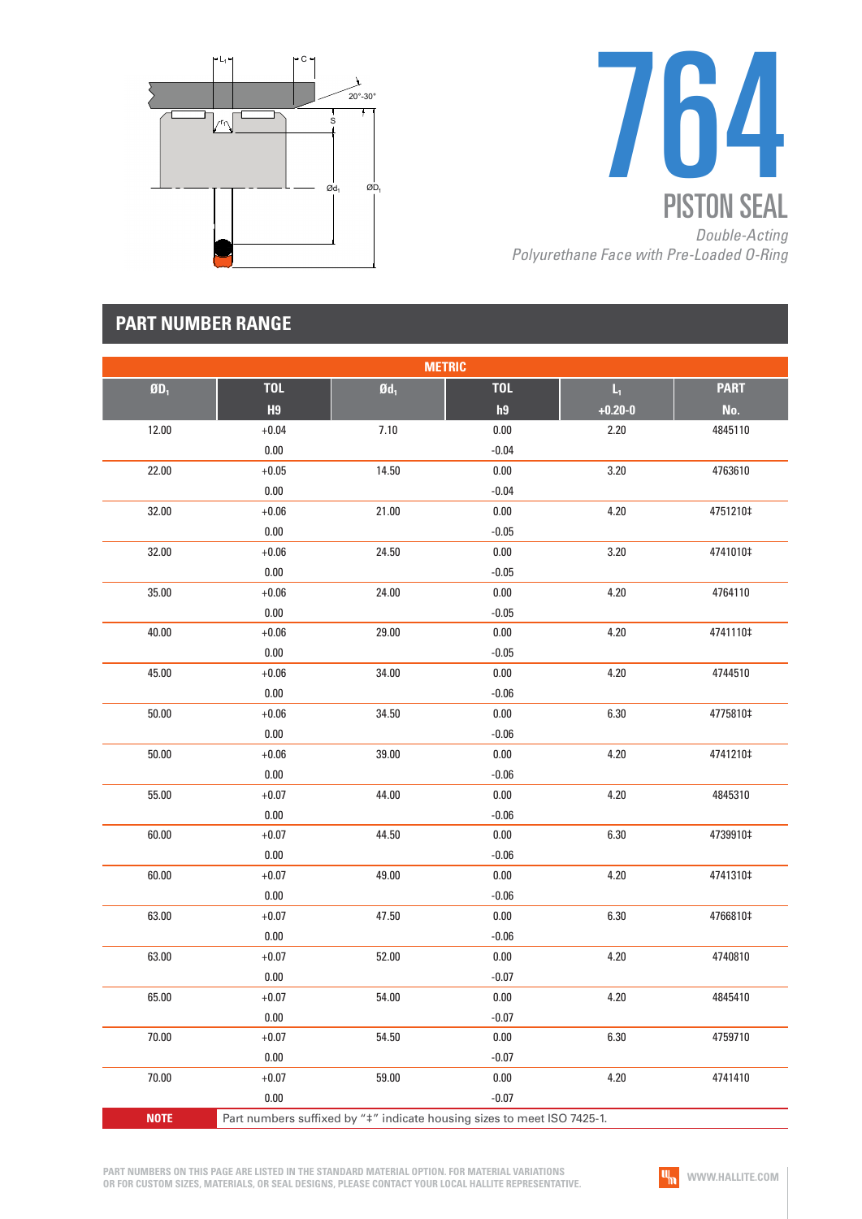# 764

## PISTON SEAL

*Double-Acting*
*Polyurethane Face with Pre-Loaded O-Ring*

## PART NUMBER RANGE

| METRIC | | | | | |
|---|---|---|---|---|---|
| ØD₁ | TOL H9 | Ød₁ | TOL h9 | L₁ +0.20-0 | PART No. |
| 12.00 | +0.04 / 0.00 | 7.10 | 0.00 / -0.04 | 2.20 | 4845110 |
| 22.00 | +0.05 / 0.00 | 14.50 | 0.00 / -0.04 | 3.20 | 4763610 |
| 32.00 | +0.06 / 0.00 | 21.00 | 0.00 / -0.05 | 4.20 | 4751210‡ |
| 32.00 | +0.06 / 0.00 | 24.50 | 0.00 / -0.05 | 3.20 | 4741010‡ |
| 35.00 | +0.06 / 0.00 | 24.00 | 0.00 / -0.05 | 4.20 | 4764110 |
| 40.00 | +0.06 / 0.00 | 29.00 | 0.00 / -0.05 | 4.20 | 4741110‡ |
| 45.00 | +0.06 / 0.00 | 34.00 | 0.00 / -0.06 | 4.20 | 4744510 |
| 50.00 | +0.06 / 0.00 | 34.50 | 0.00 / -0.06 | 6.30 | 4775810‡ |
| 50.00 | +0.06 / 0.00 | 39.00 | 0.00 / -0.06 | 4.20 | 4741210‡ |
| 55.00 | +0.07 / 0.00 | 44.00 | 0.00 / -0.06 | 4.20 | 4845310 |
| 60.00 | +0.07 / 0.00 | 44.50 | 0.00 / -0.06 | 6.30 | 4739910‡ |
| 60.00 | +0.07 / 0.00 | 49.00 | 0.00 / -0.06 | 4.20 | 4741310‡ |
| 63.00 | +0.07 / 0.00 | 47.50 | 0.00 / -0.06 | 6.30 | 4766810‡ |
| 63.00 | +0.07 / 0.00 | 52.00 | 0.00 / -0.07 | 4.20 | 4740810 |
| 65.00 | +0.07 / 0.00 | 54.00 | 0.00 / -0.07 | 4.20 | 4845410 |
| 70.00 | +0.07 / 0.00 | 54.50 | 0.00 / -0.07 | 6.30 | 4759710 |
| 70.00 | +0.07 / 0.00 | 59.00 | 0.00 / -0.07 | 4.20 | 4741410 |

**NOTE** Part numbers suffixed by "‡" indicate housing sizes to meet ISO 7425-1.

PART NUMBERS ON THIS PAGE ARE LISTED IN THE STANDARD MATERIAL OPTION. FOR MATERIAL VARIATIONS OR FOR CUSTOM SIZES, MATERIALS, OR SEAL DESIGNS, PLEASE CONTACT YOUR LOCAL HALLITE REPRESENTATIVE.

WWW.HALLITE.COM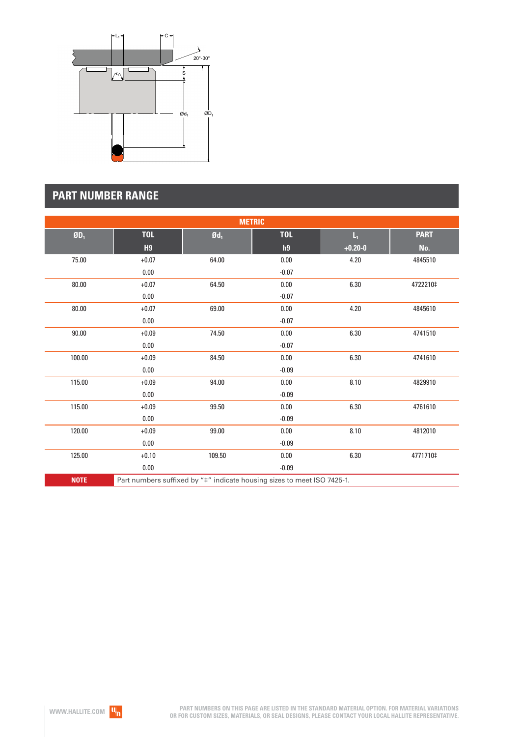L1
C
20°-30°
S
r1
Ød1
ØD1

## PART NUMBER RANGE

| METRIC | | | | | |
|---|---|---|---|---|---|
| $ØD_1$ | TOL H9 | $Ød_1$ | TOL h9 | $L_1$ +0.20-0 | PART No. |
| 75.00 | +0.07 / 0.00 | 64.00 | 0.00 / -0.07 | 4.20 | 4845510 |
| 80.00 | +0.07 / 0.00 | 64.50 | 0.00 / -0.07 | 6.30 | 4722210‡ |
| 80.00 | +0.07 / 0.00 | 69.00 | 0.00 / -0.07 | 4.20 | 4845610 |
| 90.00 | +0.09 / 0.00 | 74.50 | 0.00 / -0.07 | 6.30 | 4741510 |
| 100.00 | +0.09 / 0.00 | 84.50 | 0.00 / -0.09 | 6.30 | 4741610 |
| 115.00 | +0.09 / 0.00 | 94.00 | 0.00 / -0.09 | 8.10 | 4829910 |
| 115.00 | +0.09 / 0.00 | 99.50 | 0.00 / -0.09 | 6.30 | 4761610 |
| 120.00 | +0.09 / 0.00 | 99.00 | 0.00 / -0.09 | 8.10 | 4812010 |
| 125.00 | +0.10 / 0.00 | 109.50 | 0.00 / -0.09 | 6.30 | 4771710‡ |

**NOTE** Part numbers suffixed by "‡" indicate housing sizes to meet ISO 7425-1.

WWW.HALLITE.COM

PART NUMBERS ON THIS PAGE ARE LISTED IN THE STANDARD MATERIAL OPTION. FOR MATERIAL VARIATIONS OR FOR CUSTOM SIZES, MATERIALS, OR SEAL DESIGNS, PLEASE CONTACT YOUR LOCAL HALLITE REPRESENTATIVE.